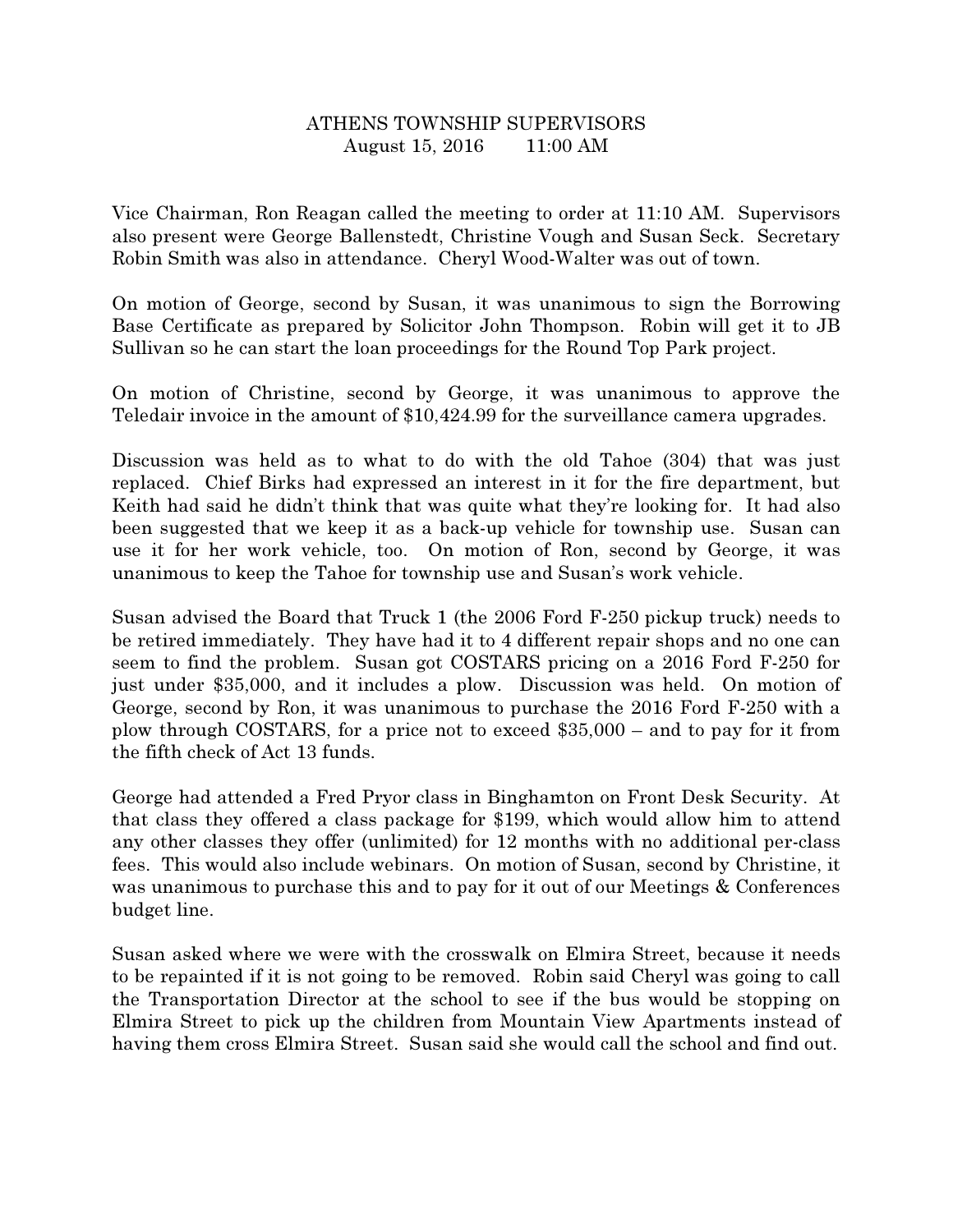# ATHENS TOWNSHIP SUPERVISORS
August 15, 2016 11:00 AM

Vice Chairman, Ron Reagan called the meeting to order at 11:10 AM. Supervisors also present were George Ballenstedt, Christine Vough and Susan Seck. Secretary Robin Smith was also in attendance. Cheryl Wood-Walter was out of town.

On motion of George, second by Susan, it was unanimous to sign the Borrowing Base Certificate as prepared by Solicitor John Thompson. Robin will get it to JB Sullivan so he can start the loan proceedings for the Round Top Park project.

On motion of Christine, second by George, it was unanimous to approve the Teledair invoice in the amount of $10,424.99 for the surveillance camera upgrades.

Discussion was held as to what to do with the old Tahoe (304) that was just replaced. Chief Birks had expressed an interest in it for the fire department, but Keith had said he didn't think that was quite what they're looking for. It had also been suggested that we keep it as a back-up vehicle for township use. Susan can use it for her work vehicle, too. On motion of Ron, second by George, it was unanimous to keep the Tahoe for township use and Susan's work vehicle.

Susan advised the Board that Truck 1 (the 2006 Ford F-250 pickup truck) needs to be retired immediately. They have had it to 4 different repair shops and no one can seem to find the problem. Susan got COSTARS pricing on a 2016 Ford F-250 for just under $35,000, and it includes a plow. Discussion was held. On motion of George, second by Ron, it was unanimous to purchase the 2016 Ford F-250 with a plow through COSTARS, for a price not to exceed $35,000 – and to pay for it from the fifth check of Act 13 funds.

George had attended a Fred Pryor class in Binghamton on Front Desk Security. At that class they offered a class package for $199, which would allow him to attend any other classes they offer (unlimited) for 12 months with no additional per-class fees. This would also include webinars. On motion of Susan, second by Christine, it was unanimous to purchase this and to pay for it out of our Meetings & Conferences budget line.

Susan asked where we were with the crosswalk on Elmira Street, because it needs to be repainted if it is not going to be removed. Robin said Cheryl was going to call the Transportation Director at the school to see if the bus would be stopping on Elmira Street to pick up the children from Mountain View Apartments instead of having them cross Elmira Street. Susan said she would call the school and find out.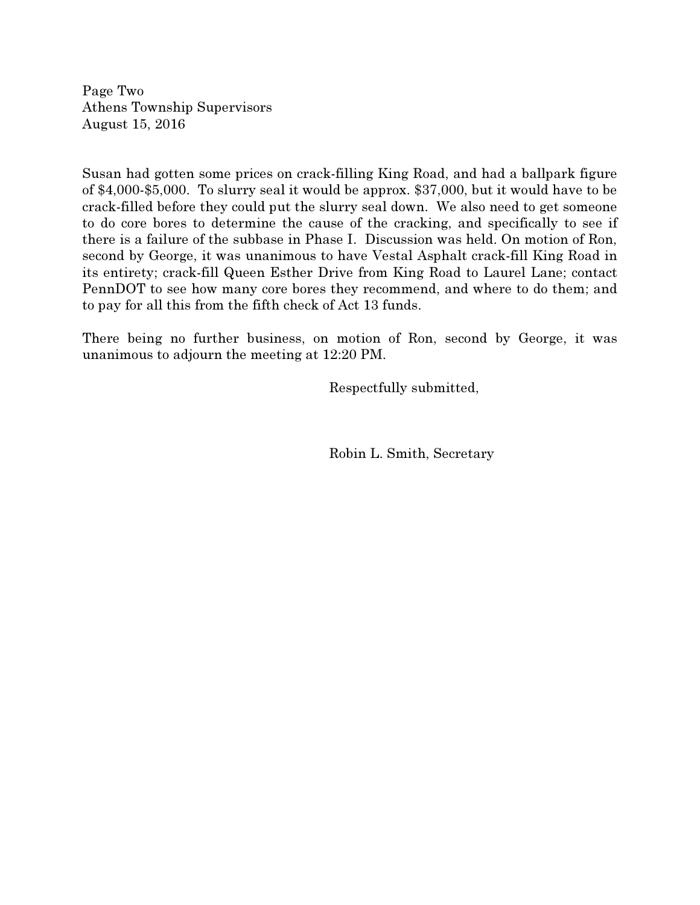Susan had gotten some prices on crack-filling King Road, and had a ballpark figure of $4,000-$5,000. To slurry seal it would be approx. $37,000, but it would have to be crack-filled before they could put the slurry seal down. We also need to get someone to do core bores to determine the cause of the cracking, and specifically to see if there is a failure of the subbase in Phase I. Discussion was held. On motion of Ron, second by George, it was unanimous to have Vestal Asphalt crack-fill King Road in its entirety; crack-fill Queen Esther Drive from King Road to Laurel Lane; contact PennDOT to see how many core bores they recommend, and where to do them; and to pay for all this from the fifth check of Act 13 funds.

There being no further business, on motion of Ron, second by George, it was unanimous to adjourn the meeting at 12:20 PM.

Respectfully submitted,

Robin L. Smith, Secretary